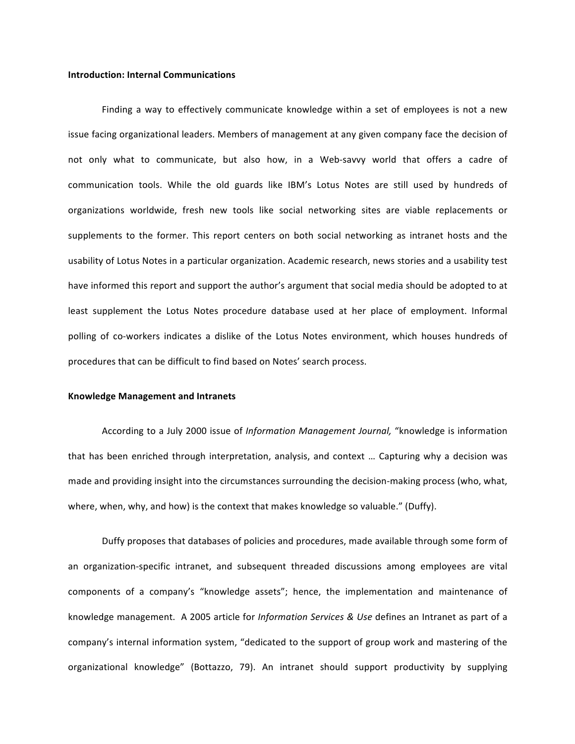**Introduction: Internal Communications**

Finding a way to effectively communicate knowledge within a set of employees is not a new issue facing organizational leaders. Members of management at any given company face the decision of not only what to communicate, but also how, in a Web-savvy world that offers a cadre of communication tools. While the old guards like IBM's Lotus Notes are still used by hundreds of organizations worldwide, fresh new tools like social networking sites are viable replacements or supplements to the former. This report centers on both social networking as intranet hosts and the usability of Lotus Notes in a particular organization. Academic research, news stories and a usability test have informed this report and support the author's argument that social media should be adopted to at least supplement the Lotus Notes procedure database used at her place of employment. Informal polling of co-workers indicates a dislike of the Lotus Notes environment, which houses hundreds of procedures that can be difficult to find based on Notes' search process.

**Knowledge Management and Intranets**

According to a July 2000 issue of *Information Management Journal,* "knowledge is information that has been enriched through interpretation, analysis, and context … Capturing why a decision was made and providing insight into the circumstances surrounding the decision-making process (who, what, where, when, why, and how) is the context that makes knowledge so valuable." (Duffy).

Duffy proposes that databases of policies and procedures, made available through some form of an organization-specific intranet, and subsequent threaded discussions among employees are vital components of a company's "knowledge assets"; hence, the implementation and maintenance of knowledge management. A 2005 article for *Information Services & Use* defines an Intranet as part of a company's internal information system, "dedicated to the support of group work and mastering of the organizational knowledge" (Bottazzo, 79). An intranet should support productivity by supplying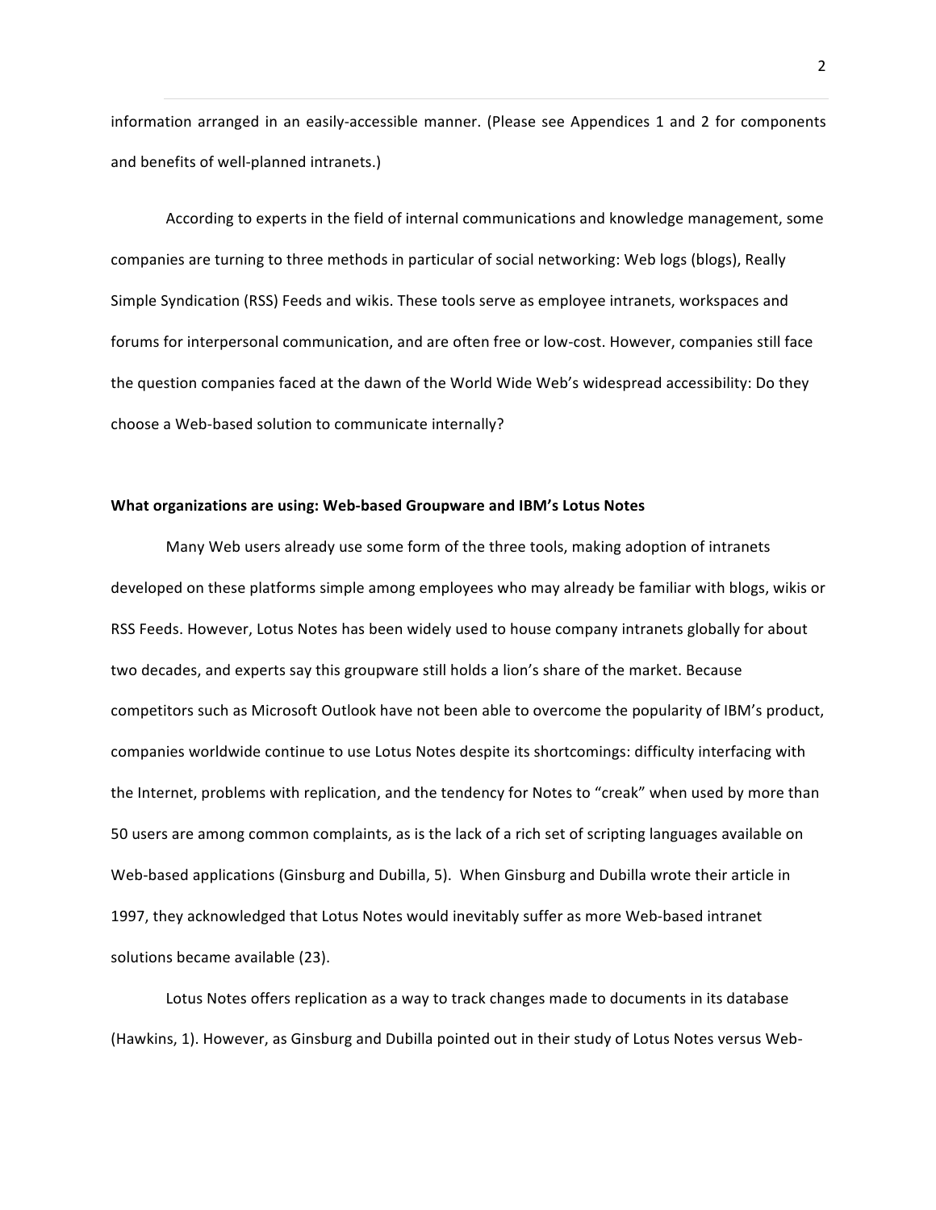information arranged in an easily-accessible manner. (Please see Appendices 1 and 2 for components and benefits of well-planned intranets.)

According to experts in the field of internal communications and knowledge management, some companies are turning to three methods in particular of social networking: Web logs (blogs), Really Simple Syndication (RSS) Feeds and wikis. These tools serve as employee intranets, workspaces and forums for interpersonal communication, and are often free or low-cost. However, companies still face the question companies faced at the dawn of the World Wide Web's widespread accessibility: Do they choose a Web-based solution to communicate internally?

**What organizations are using: Web-based Groupware and IBM's Lotus Notes**

Many Web users already use some form of the three tools, making adoption of intranets developed on these platforms simple among employees who may already be familiar with blogs, wikis or RSS Feeds. However, Lotus Notes has been widely used to house company intranets globally for about two decades, and experts say this groupware still holds a lion's share of the market. Because competitors such as Microsoft Outlook have not been able to overcome the popularity of IBM's product, companies worldwide continue to use Lotus Notes despite its shortcomings: difficulty interfacing with the Internet, problems with replication, and the tendency for Notes to "creak" when used by more than 50 users are among common complaints, as is the lack of a rich set of scripting languages available on Web-based applications (Ginsburg and Dubilla, 5). When Ginsburg and Dubilla wrote their article in 1997, they acknowledged that Lotus Notes would inevitably suffer as more Web-based intranet solutions became available (23).

Lotus Notes offers replication as a way to track changes made to documents in its database (Hawkins, 1). However, as Ginsburg and Dubilla pointed out in their study of Lotus Notes versus Web-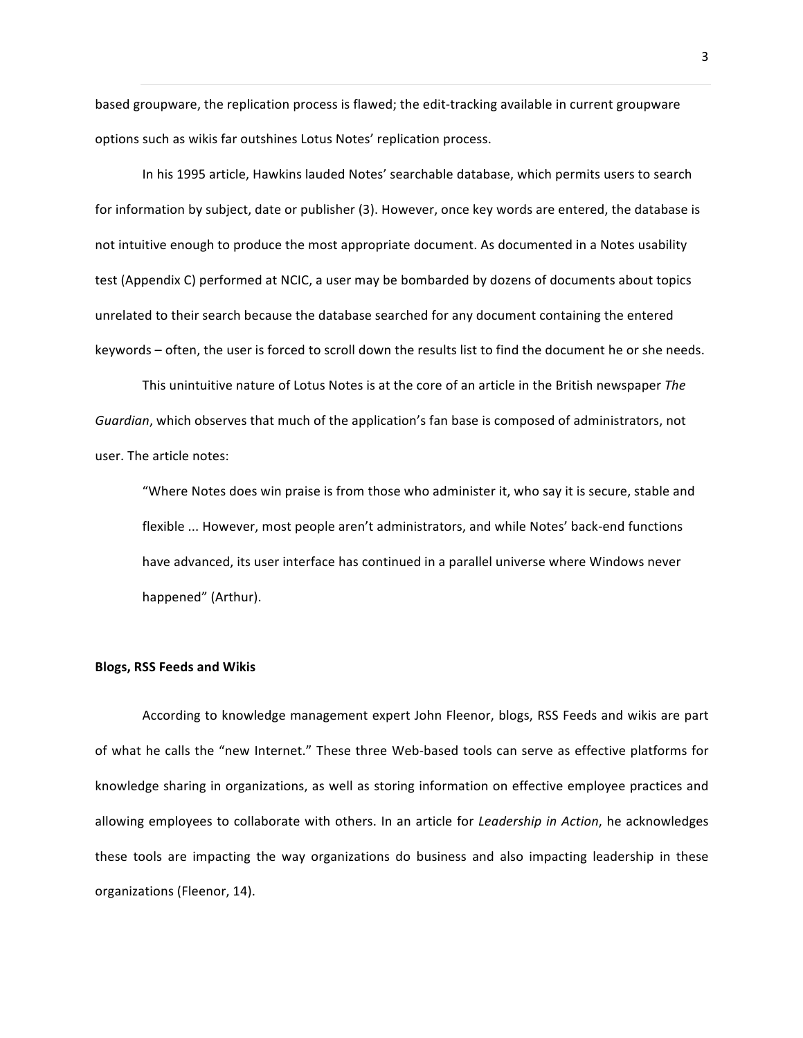based groupware, the replication process is flawed; the edit-tracking available in current groupware options such as wikis far outshines Lotus Notes' replication process.

In his 1995 article, Hawkins lauded Notes' searchable database, which permits users to search for information by subject, date or publisher (3). However, once key words are entered, the database is not intuitive enough to produce the most appropriate document. As documented in a Notes usability test (Appendix C) performed at NCIC, a user may be bombarded by dozens of documents about topics unrelated to their search because the database searched for any document containing the entered keywords – often, the user is forced to scroll down the results list to find the document he or she needs.

This unintuitive nature of Lotus Notes is at the core of an article in the British newspaper *The Guardian*, which observes that much of the application's fan base is composed of administrators, not user. The article notes:

> "Where Notes does win praise is from those who administer it, who say it is secure, stable and flexible ... However, most people aren't administrators, and while Notes' back-end functions have advanced, its user interface has continued in a parallel universe where Windows never happened" (Arthur).

**Blogs, RSS Feeds and Wikis**

According to knowledge management expert John Fleenor, blogs, RSS Feeds and wikis are part of what he calls the "new Internet." These three Web-based tools can serve as effective platforms for knowledge sharing in organizations, as well as storing information on effective employee practices and allowing employees to collaborate with others. In an article for *Leadership in Action*, he acknowledges these tools are impacting the way organizations do business and also impacting leadership in these organizations (Fleenor, 14).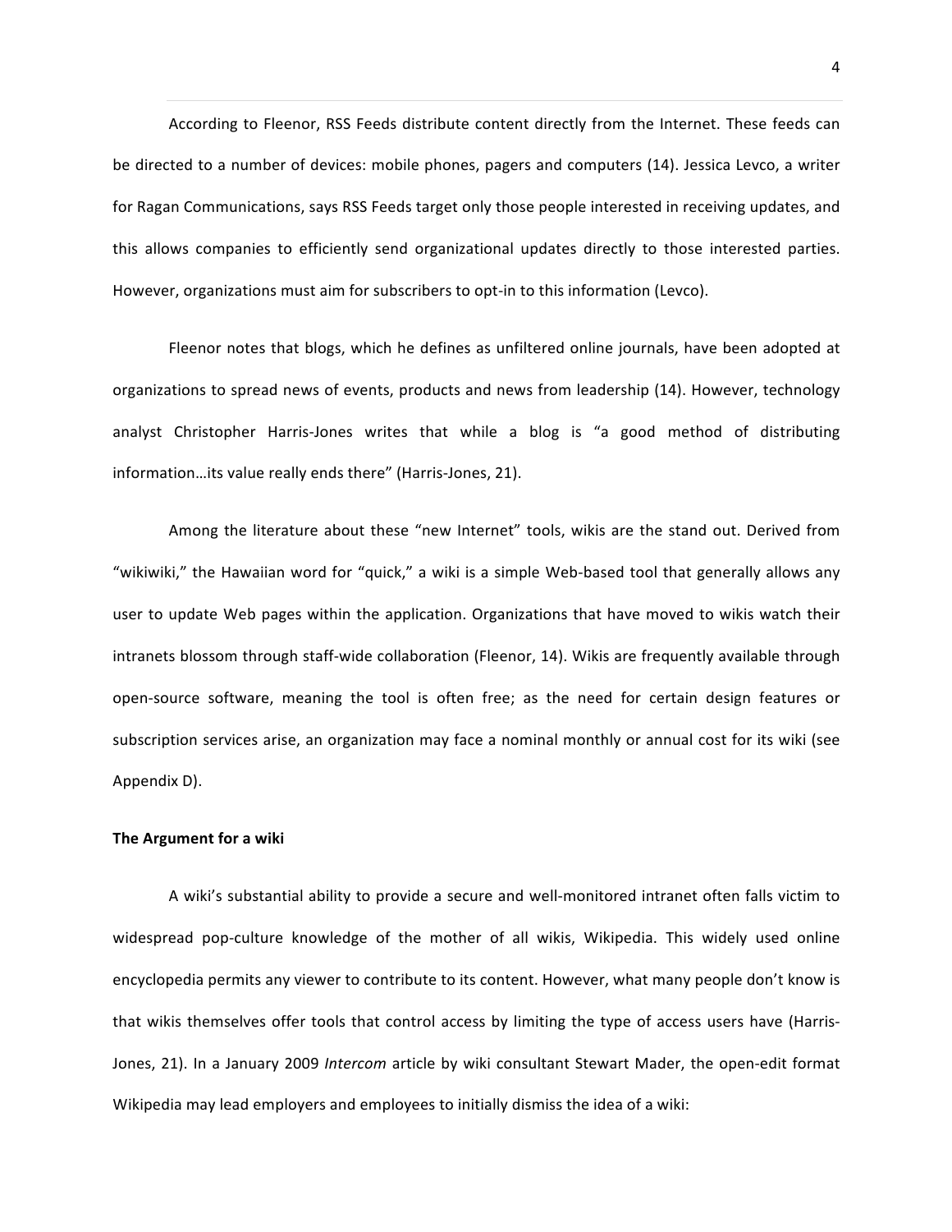According to Fleenor, RSS Feeds distribute content directly from the Internet. These feeds can be directed to a number of devices: mobile phones, pagers and computers (14). Jessica Levco, a writer for Ragan Communications, says RSS Feeds target only those people interested in receiving updates, and this allows companies to efficiently send organizational updates directly to those interested parties. However, organizations must aim for subscribers to opt-in to this information (Levco).

Fleenor notes that blogs, which he defines as unfiltered online journals, have been adopted at organizations to spread news of events, products and news from leadership (14). However, technology analyst Christopher Harris-Jones writes that while a blog is "a good method of distributing information…its value really ends there" (Harris-Jones, 21).

Among the literature about these "new Internet" tools, wikis are the stand out. Derived from "wikiwiki," the Hawaiian word for "quick," a wiki is a simple Web-based tool that generally allows any user to update Web pages within the application. Organizations that have moved to wikis watch their intranets blossom through staff-wide collaboration (Fleenor, 14). Wikis are frequently available through open-source software, meaning the tool is often free; as the need for certain design features or subscription services arise, an organization may face a nominal monthly or annual cost for its wiki (see Appendix D).

**The Argument for a wiki**

A wiki's substantial ability to provide a secure and well-monitored intranet often falls victim to widespread pop-culture knowledge of the mother of all wikis, Wikipedia. This widely used online encyclopedia permits any viewer to contribute to its content. However, what many people don't know is that wikis themselves offer tools that control access by limiting the type of access users have (Harris-Jones, 21). In a January 2009 *Intercom* article by wiki consultant Stewart Mader, the open-edit format Wikipedia may lead employers and employees to initially dismiss the idea of a wiki: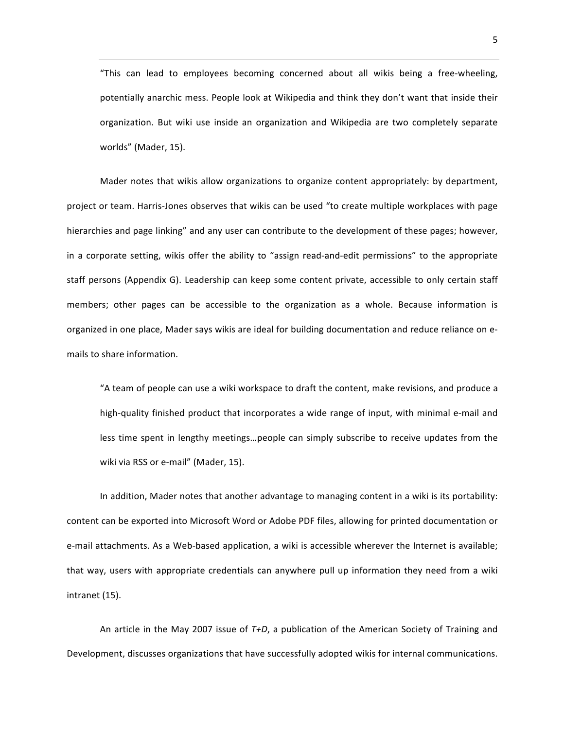> "This can lead to employees becoming concerned about all wikis being a free-wheeling, potentially anarchic mess. People look at Wikipedia and think they don't want that inside their organization. But wiki use inside an organization and Wikipedia are two completely separate worlds" (Mader, 15).

Mader notes that wikis allow organizations to organize content appropriately: by department, project or team. Harris-Jones observes that wikis can be used "to create multiple workplaces with page hierarchies and page linking" and any user can contribute to the development of these pages; however, in a corporate setting, wikis offer the ability to "assign read-and-edit permissions" to the appropriate staff persons (Appendix G). Leadership can keep some content private, accessible to only certain staff members; other pages can be accessible to the organization as a whole. Because information is organized in one place, Mader says wikis are ideal for building documentation and reduce reliance on e-mails to share information.

> "A team of people can use a wiki workspace to draft the content, make revisions, and produce a high-quality finished product that incorporates a wide range of input, with minimal e-mail and less time spent in lengthy meetings…people can simply subscribe to receive updates from the wiki via RSS or e-mail" (Mader, 15).

In addition, Mader notes that another advantage to managing content in a wiki is its portability: content can be exported into Microsoft Word or Adobe PDF files, allowing for printed documentation or e-mail attachments. As a Web-based application, a wiki is accessible wherever the Internet is available; that way, users with appropriate credentials can anywhere pull up information they need from a wiki intranet (15).

An article in the May 2007 issue of *T+D*, a publication of the American Society of Training and Development, discusses organizations that have successfully adopted wikis for internal communications.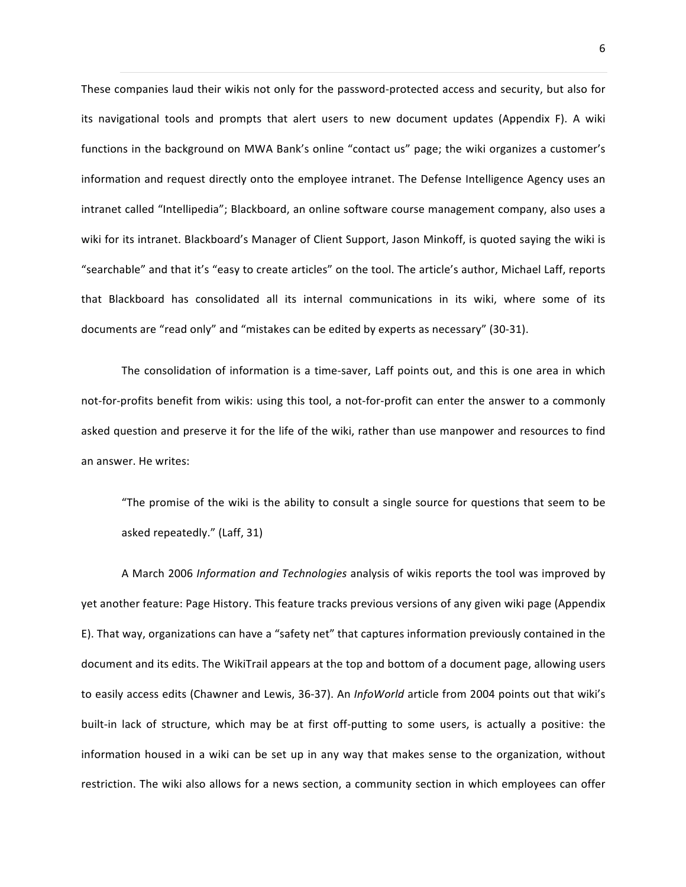These companies laud their wikis not only for the password-protected access and security, but also for its navigational tools and prompts that alert users to new document updates (Appendix F). A wiki functions in the background on MWA Bank's online "contact us" page; the wiki organizes a customer's information and request directly onto the employee intranet. The Defense Intelligence Agency uses an intranet called "Intellipedia"; Blackboard, an online software course management company, also uses a wiki for its intranet. Blackboard's Manager of Client Support, Jason Minkoff, is quoted saying the wiki is "searchable" and that it's "easy to create articles" on the tool. The article's author, Michael Laff, reports that Blackboard has consolidated all its internal communications in its wiki, where some of its documents are "read only" and "mistakes can be edited by experts as necessary" (30-31).

The consolidation of information is a time-saver, Laff points out, and this is one area in which not-for-profits benefit from wikis: using this tool, a not-for-profit can enter the answer to a commonly asked question and preserve it for the life of the wiki, rather than use manpower and resources to find an answer. He writes:

> "The promise of the wiki is the ability to consult a single source for questions that seem to be asked repeatedly." (Laff, 31)

A March 2006 *Information and Technologies* analysis of wikis reports the tool was improved by yet another feature: Page History. This feature tracks previous versions of any given wiki page (Appendix E). That way, organizations can have a "safety net" that captures information previously contained in the document and its edits. The WikiTrail appears at the top and bottom of a document page, allowing users to easily access edits (Chawner and Lewis, 36-37). An *InfoWorld* article from 2004 points out that wiki's built-in lack of structure, which may be at first off-putting to some users, is actually a positive: the information housed in a wiki can be set up in any way that makes sense to the organization, without restriction. The wiki also allows for a news section, a community section in which employees can offer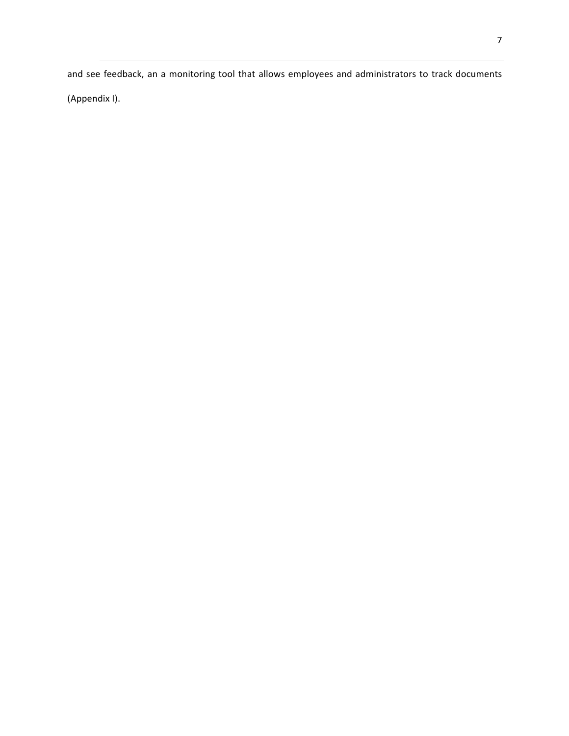and see feedback, an a monitoring tool that allows employees and administrators to track documents (Appendix I).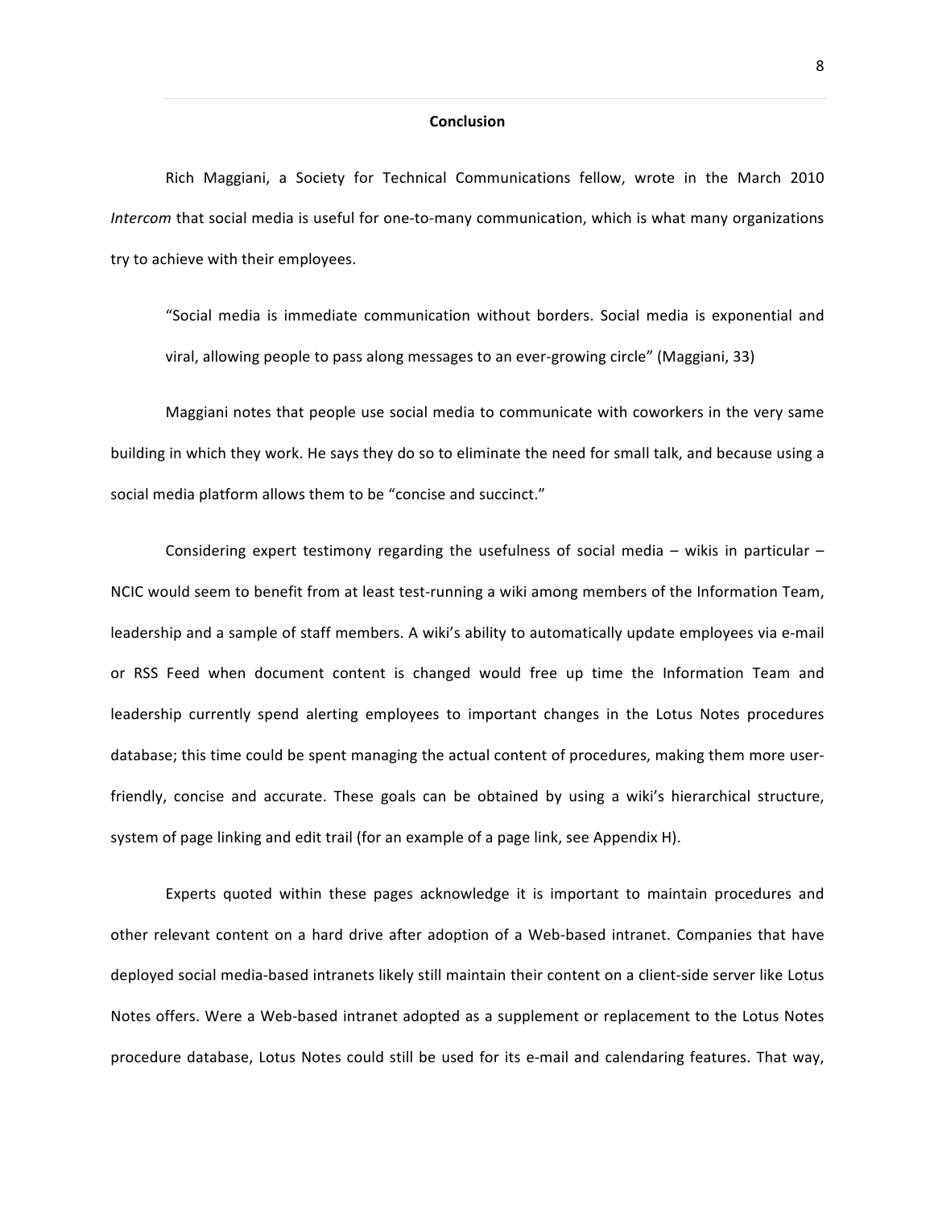## Conclusion

Rich Maggiani, a Society for Technical Communications fellow, wrote in the March 2010 *Intercom* that social media is useful for one-to-many communication, which is what many organizations try to achieve with their employees.

> "Social media is immediate communication without borders. Social media is exponential and viral, allowing people to pass along messages to an ever-growing circle" (Maggiani, 33)

Maggiani notes that people use social media to communicate with coworkers in the very same building in which they work. He says they do so to eliminate the need for small talk, and because using a social media platform allows them to be "concise and succinct."

Considering expert testimony regarding the usefulness of social media – wikis in particular – NCIC would seem to benefit from at least test-running a wiki among members of the Information Team, leadership and a sample of staff members. A wiki's ability to automatically update employees via e-mail or RSS Feed when document content is changed would free up time the Information Team and leadership currently spend alerting employees to important changes in the Lotus Notes procedures database; this time could be spent managing the actual content of procedures, making them more user-friendly, concise and accurate. These goals can be obtained by using a wiki's hierarchical structure, system of page linking and edit trail (for an example of a page link, see Appendix H).

Experts quoted within these pages acknowledge it is important to maintain procedures and other relevant content on a hard drive after adoption of a Web-based intranet. Companies that have deployed social media-based intranets likely still maintain their content on a client-side server like Lotus Notes offers. Were a Web-based intranet adopted as a supplement or replacement to the Lotus Notes procedure database, Lotus Notes could still be used for its e-mail and calendaring features. That way,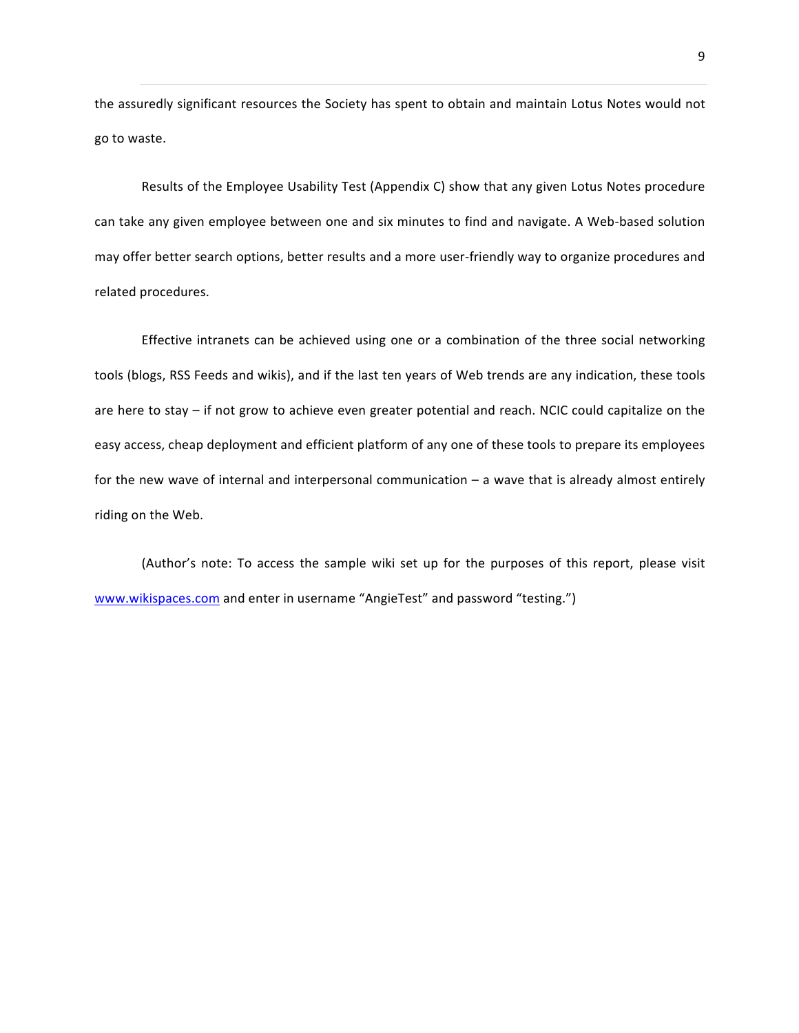the assuredly significant resources the Society has spent to obtain and maintain Lotus Notes would not go to waste.

Results of the Employee Usability Test (Appendix C) show that any given Lotus Notes procedure can take any given employee between one and six minutes to find and navigate. A Web-based solution may offer better search options, better results and a more user-friendly way to organize procedures and related procedures.

Effective intranets can be achieved using one or a combination of the three social networking tools (blogs, RSS Feeds and wikis), and if the last ten years of Web trends are any indication, these tools are here to stay – if not grow to achieve even greater potential and reach. NCIC could capitalize on the easy access, cheap deployment and efficient platform of any one of these tools to prepare its employees for the new wave of internal and interpersonal communication – a wave that is already almost entirely riding on the Web.

(Author's note: To access the sample wiki set up for the purposes of this report, please visit [www.wikispaces.com](http://www.wikispaces.com) and enter in username "AngieTest" and password "testing.")